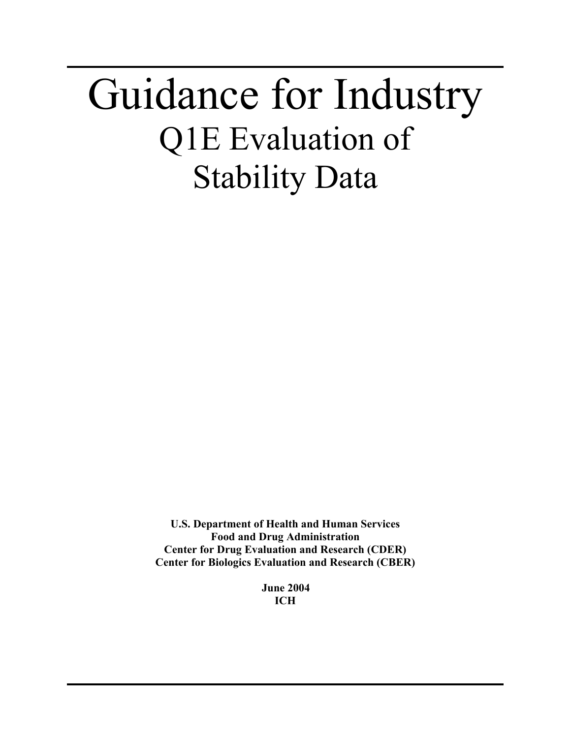# Guidance for Industry

## Q1E Evaluation of Stability Data

**U.S. Department of Health and Human Services**
**Food and Drug Administration**
**Center for Drug Evaluation and Research (CDER)**
**Center for Biologics Evaluation and Research (CBER)**

**June 2004**
**ICH**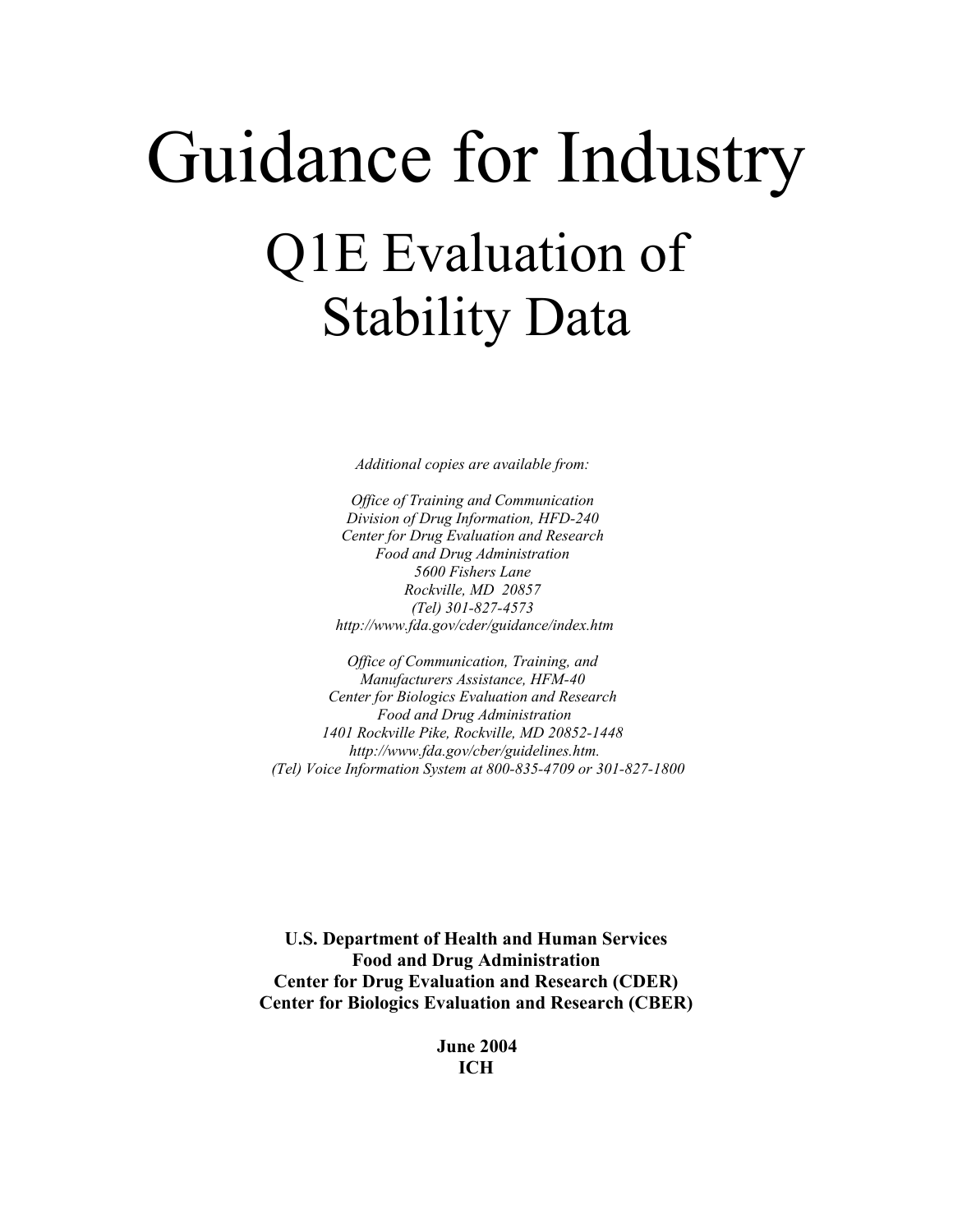# Guidance for Industry

## Q1E Evaluation of Stability Data

*Additional copies are available from:*

*Office of Training and Communication*
*Division of Drug Information, HFD-240*
*Center for Drug Evaluation and Research*
*Food and Drug Administration*
*5600 Fishers Lane*
*Rockville, MD 20857*
*(Tel) 301-827-4573*
*http://www.fda.gov/cder/guidance/index.htm*

*Office of Communication, Training, and*
*Manufacturers Assistance, HFM-40*
*Center for Biologics Evaluation and Research*
*Food and Drug Administration*
*1401 Rockville Pike, Rockville, MD 20852-1448*
*http://www.fda.gov/cber/guidelines.htm.*
*(Tel) Voice Information System at 800-835-4709 or 301-827-1800*

**U.S. Department of Health and Human Services**
**Food and Drug Administration**
**Center for Drug Evaluation and Research (CDER)**
**Center for Biologics Evaluation and Research (CBER)**

**June 2004**
**ICH**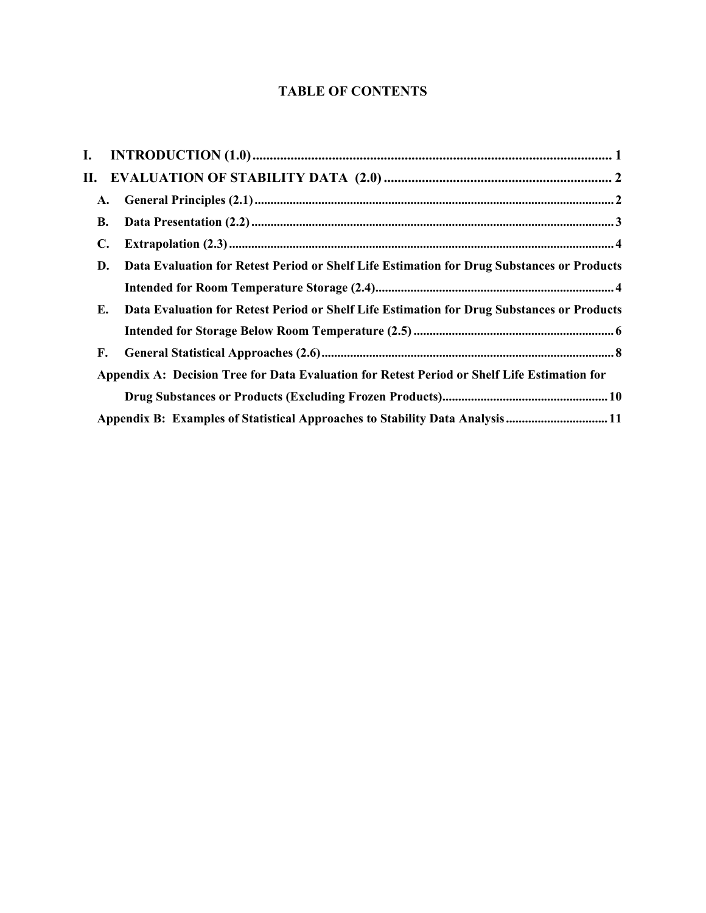# TABLE OF CONTENTS

**I. INTRODUCTION (1.0)** ........................................................................................................ 1

**II. EVALUATION OF STABILITY DATA (2.0)** .................................................................. 2

- **A. General Principles (2.1)** ................................................................................................ 2
- **B. Data Presentation (2.2)** ................................................................................................. 3
- **C. Extrapolation (2.3)** ........................................................................................................ 4
- **D. Data Evaluation for Retest Period or Shelf Life Estimation for Drug Substances or Products Intended for Room Temperature Storage (2.4)** .......................................................................... 4
- **E. Data Evaluation for Retest Period or Shelf Life Estimation for Drug Substances or Products Intended for Storage Below Room Temperature (2.5)** .............................................................. 6
- **F. General Statistical Approaches (2.6)** ........................................................................... 8

**Appendix A: Decision Tree for Data Evaluation for Retest Period or Shelf Life Estimation for Drug Substances or Products (Excluding Frozen Products)** ................................................... 10

**Appendix B: Examples of Statistical Approaches to Stability Data Analysis** ................................ 11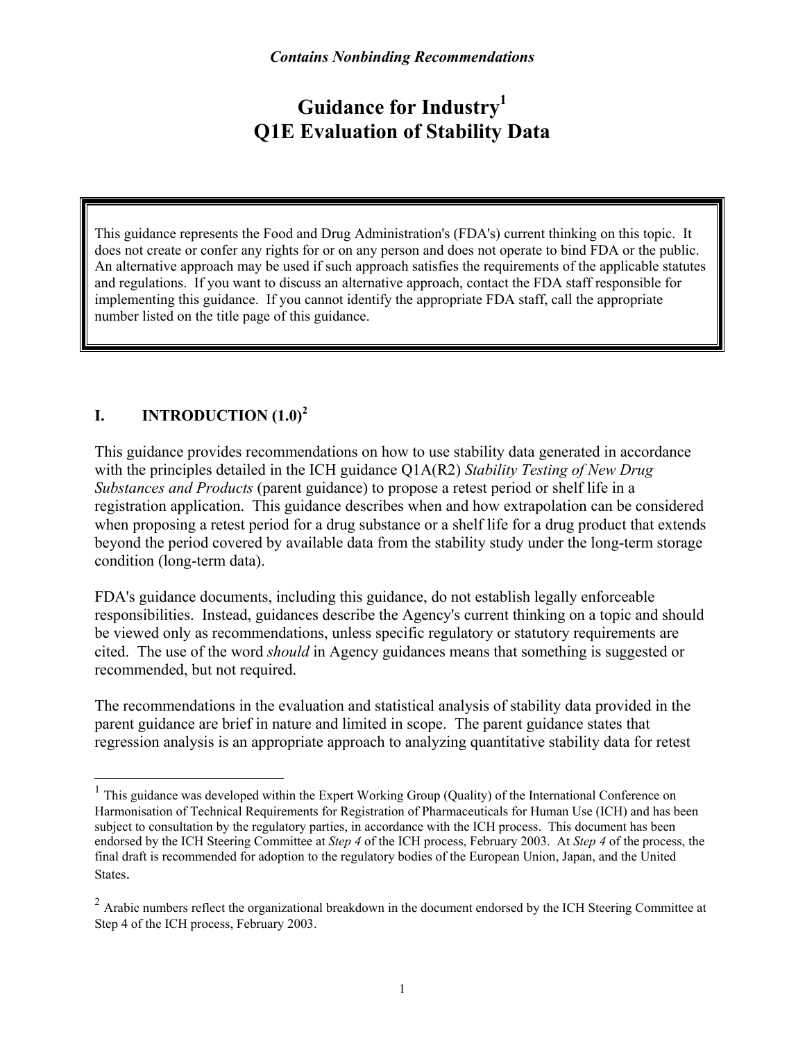*Contains Nonbinding Recommendations*

# Guidance for Industry[1]
# Q1E Evaluation of Stability Data

This guidance represents the Food and Drug Administration's (FDA's) current thinking on this topic. It does not create or confer any rights for or on any person and does not operate to bind FDA or the public. An alternative approach may be used if such approach satisfies the requirements of the applicable statutes and regulations. If you want to discuss an alternative approach, contact the FDA staff responsible for implementing this guidance. If you cannot identify the appropriate FDA staff, call the appropriate number listed on the title page of this guidance.

## I. INTRODUCTION (1.0)[2]

This guidance provides recommendations on how to use stability data generated in accordance with the principles detailed in the ICH guidance Q1A(R2) *Stability Testing of New Drug Substances and Products* (parent guidance) to propose a retest period or shelf life in a registration application. This guidance describes when and how extrapolation can be considered when proposing a retest period for a drug substance or a shelf life for a drug product that extends beyond the period covered by available data from the stability study under the long-term storage condition (long-term data).

FDA's guidance documents, including this guidance, do not establish legally enforceable responsibilities. Instead, guidances describe the Agency's current thinking on a topic and should be viewed only as recommendations, unless specific regulatory or statutory requirements are cited. The use of the word *should* in Agency guidances means that something is suggested or recommended, but not required.

The recommendations in the evaluation and statistical analysis of stability data provided in the parent guidance are brief in nature and limited in scope. The parent guidance states that regression analysis is an appropriate approach to analyzing quantitative stability data for retest

---

[1] This guidance was developed within the Expert Working Group (Quality) of the International Conference on Harmonisation of Technical Requirements for Registration of Pharmaceuticals for Human Use (ICH) and has been subject to consultation by the regulatory parties, in accordance with the ICH process. This document has been endorsed by the ICH Steering Committee at *Step 4* of the ICH process, February 2003. At *Step 4* of the process, the final draft is recommended for adoption to the regulatory bodies of the European Union, Japan, and the United States.

[2] Arabic numbers reflect the organizational breakdown in the document endorsed by the ICH Steering Committee at Step 4 of the ICH process, February 2003.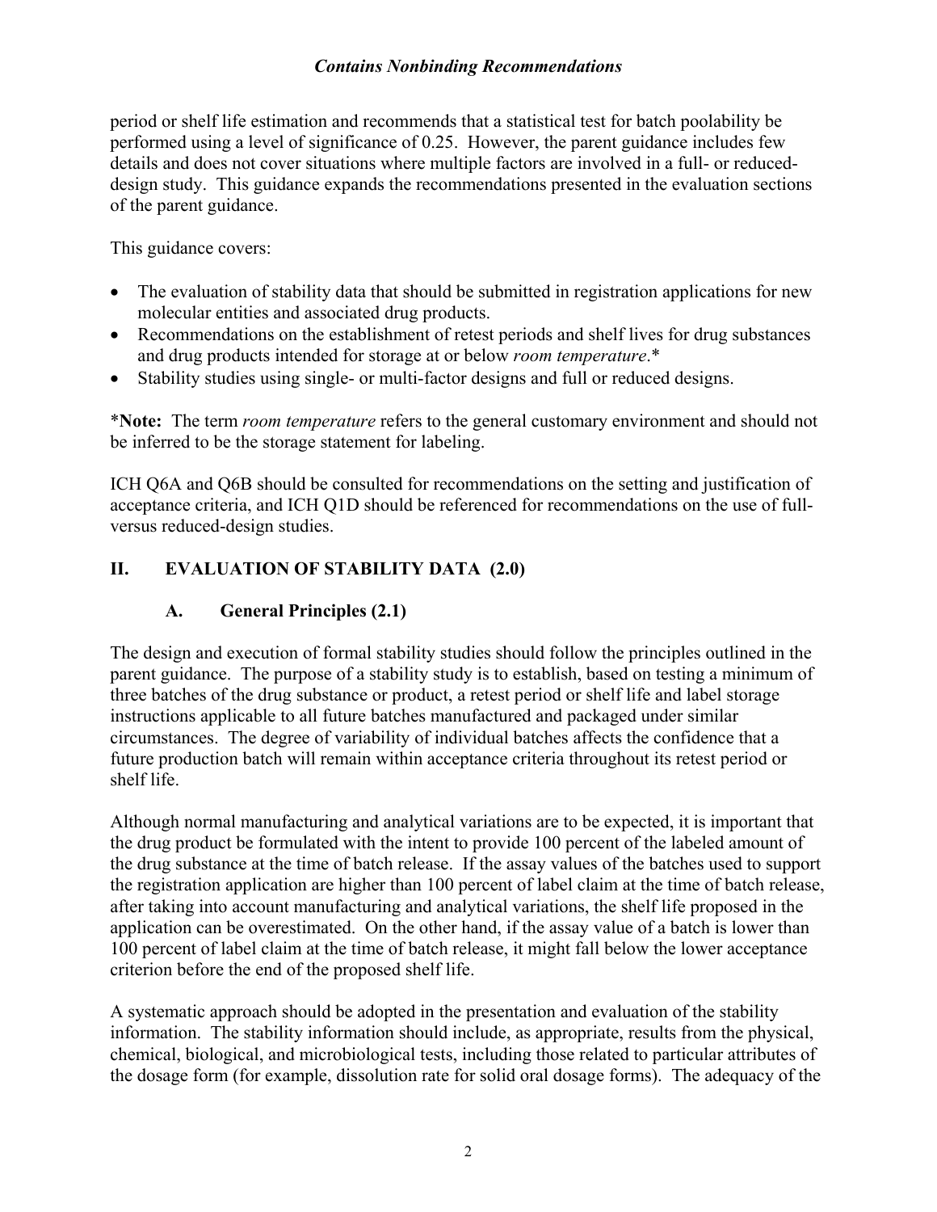period or shelf life estimation and recommends that a statistical test for batch poolability be performed using a level of significance of 0.25. However, the parent guidance includes few details and does not cover situations where multiple factors are involved in a full- or reduced-design study. This guidance expands the recommendations presented in the evaluation sections of the parent guidance.

This guidance covers:

- The evaluation of stability data that should be submitted in registration applications for new molecular entities and associated drug products.
- Recommendations on the establishment of retest periods and shelf lives for drug substances and drug products intended for storage at or below *room temperature*.*
- Stability studies using single- or multi-factor designs and full or reduced designs.

***Note:** The term *room temperature* refers to the general customary environment and should not be inferred to be the storage statement for labeling.

ICH Q6A and Q6B should be consulted for recommendations on the setting and justification of acceptance criteria, and ICH Q1D should be referenced for recommendations on the use of full- versus reduced-design studies.

## II. EVALUATION OF STABILITY DATA (2.0)

### A. General Principles (2.1)

The design and execution of formal stability studies should follow the principles outlined in the parent guidance. The purpose of a stability study is to establish, based on testing a minimum of three batches of the drug substance or product, a retest period or shelf life and label storage instructions applicable to all future batches manufactured and packaged under similar circumstances. The degree of variability of individual batches affects the confidence that a future production batch will remain within acceptance criteria throughout its retest period or shelf life.

Although normal manufacturing and analytical variations are to be expected, it is important that the drug product be formulated with the intent to provide 100 percent of the labeled amount of the drug substance at the time of batch release. If the assay values of the batches used to support the registration application are higher than 100 percent of label claim at the time of batch release, after taking into account manufacturing and analytical variations, the shelf life proposed in the application can be overestimated. On the other hand, if the assay value of a batch is lower than 100 percent of label claim at the time of batch release, it might fall below the lower acceptance criterion before the end of the proposed shelf life.

A systematic approach should be adopted in the presentation and evaluation of the stability information. The stability information should include, as appropriate, results from the physical, chemical, biological, and microbiological tests, including those related to particular attributes of the dosage form (for example, dissolution rate for solid oral dosage forms). The adequacy of the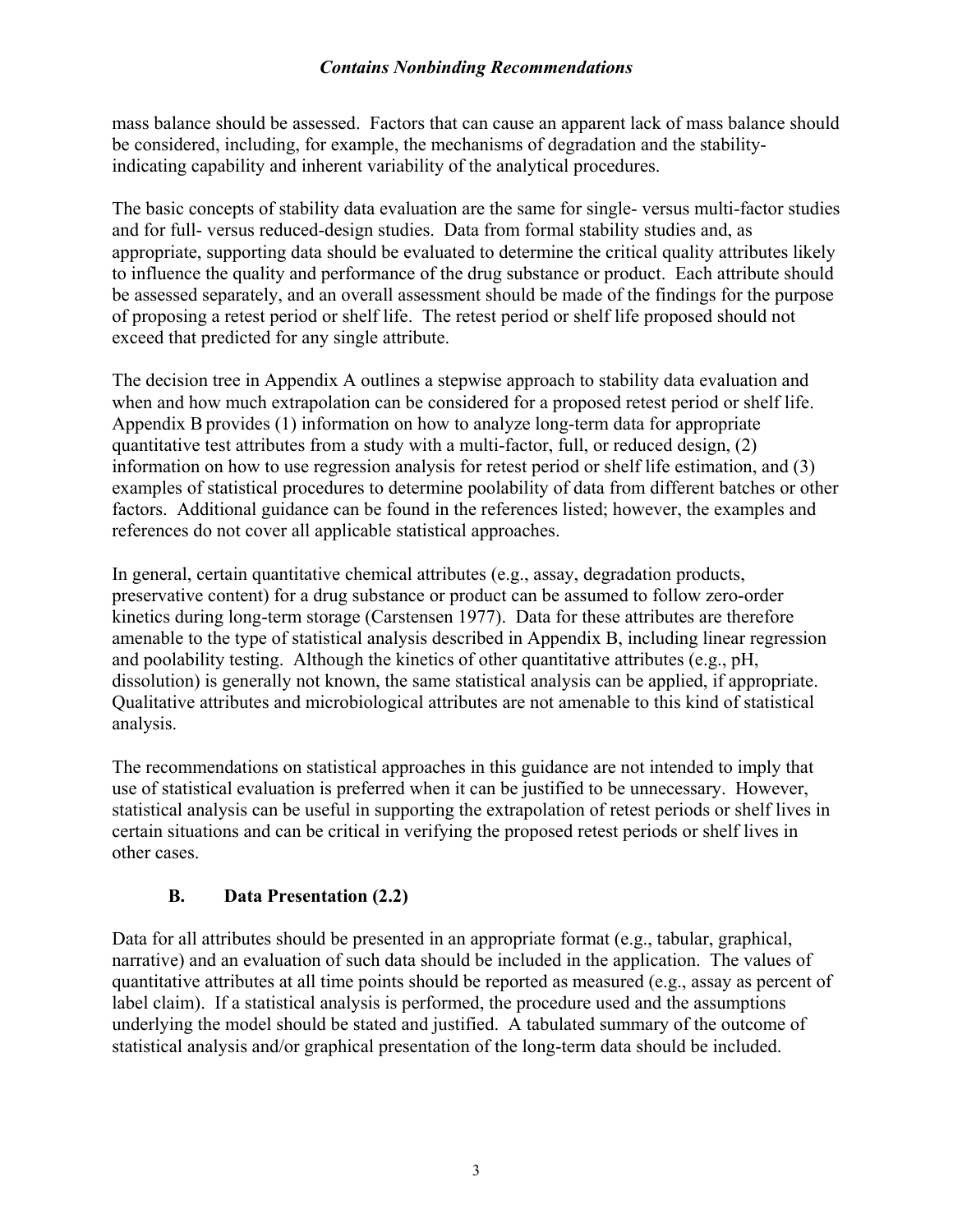mass balance should be assessed. Factors that can cause an apparent lack of mass balance should be considered, including, for example, the mechanisms of degradation and the stability-indicating capability and inherent variability of the analytical procedures.

The basic concepts of stability data evaluation are the same for single- versus multi-factor studies and for full- versus reduced-design studies. Data from formal stability studies and, as appropriate, supporting data should be evaluated to determine the critical quality attributes likely to influence the quality and performance of the drug substance or product. Each attribute should be assessed separately, and an overall assessment should be made of the findings for the purpose of proposing a retest period or shelf life. The retest period or shelf life proposed should not exceed that predicted for any single attribute.

The decision tree in Appendix A outlines a stepwise approach to stability data evaluation and when and how much extrapolation can be considered for a proposed retest period or shelf life. Appendix B provides (1) information on how to analyze long-term data for appropriate quantitative test attributes from a study with a multi-factor, full, or reduced design, (2) information on how to use regression analysis for retest period or shelf life estimation, and (3) examples of statistical procedures to determine poolability of data from different batches or other factors. Additional guidance can be found in the references listed; however, the examples and references do not cover all applicable statistical approaches.

In general, certain quantitative chemical attributes (e.g., assay, degradation products, preservative content) for a drug substance or product can be assumed to follow zero-order kinetics during long-term storage (Carstensen 1977). Data for these attributes are therefore amenable to the type of statistical analysis described in Appendix B, including linear regression and poolability testing. Although the kinetics of other quantitative attributes (e.g., pH, dissolution) is generally not known, the same statistical analysis can be applied, if appropriate. Qualitative attributes and microbiological attributes are not amenable to this kind of statistical analysis.

The recommendations on statistical approaches in this guidance are not intended to imply that use of statistical evaluation is preferred when it can be justified to be unnecessary. However, statistical analysis can be useful in supporting the extrapolation of retest periods or shelf lives in certain situations and can be critical in verifying the proposed retest periods or shelf lives in other cases.

### B. Data Presentation (2.2)

Data for all attributes should be presented in an appropriate format (e.g., tabular, graphical, narrative) and an evaluation of such data should be included in the application. The values of quantitative attributes at all time points should be reported as measured (e.g., assay as percent of label claim). If a statistical analysis is performed, the procedure used and the assumptions underlying the model should be stated and justified. A tabulated summary of the outcome of statistical analysis and/or graphical presentation of the long-term data should be included.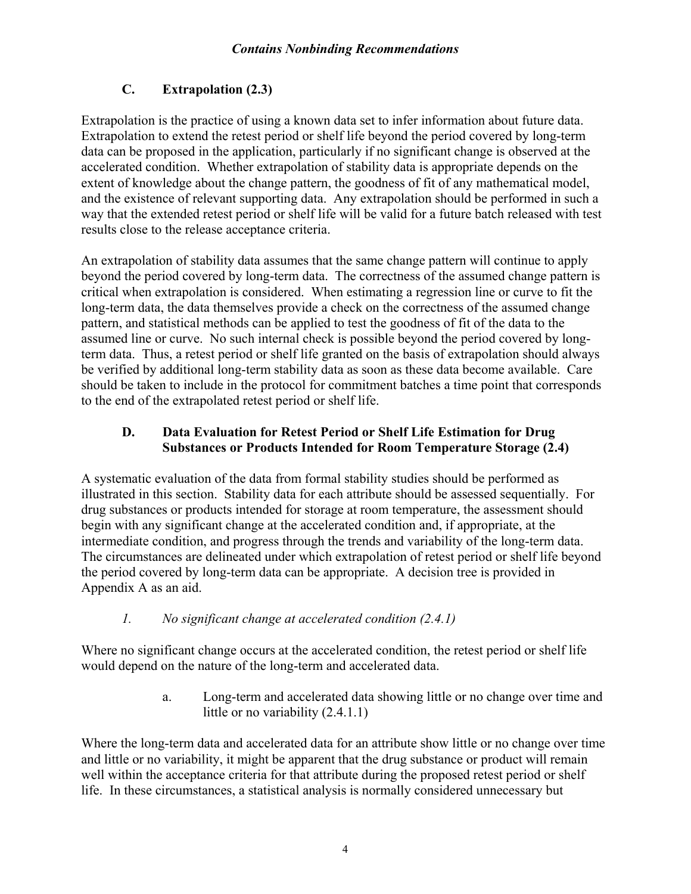### C. Extrapolation (2.3)

Extrapolation is the practice of using a known data set to infer information about future data. Extrapolation to extend the retest period or shelf life beyond the period covered by long-term data can be proposed in the application, particularly if no significant change is observed at the accelerated condition. Whether extrapolation of stability data is appropriate depends on the extent of knowledge about the change pattern, the goodness of fit of any mathematical model, and the existence of relevant supporting data. Any extrapolation should be performed in such a way that the extended retest period or shelf life will be valid for a future batch released with test results close to the release acceptance criteria.

An extrapolation of stability data assumes that the same change pattern will continue to apply beyond the period covered by long-term data. The correctness of the assumed change pattern is critical when extrapolation is considered. When estimating a regression line or curve to fit the long-term data, the data themselves provide a check on the correctness of the assumed change pattern, and statistical methods can be applied to test the goodness of fit of the data to the assumed line or curve. No such internal check is possible beyond the period covered by long-term data. Thus, a retest period or shelf life granted on the basis of extrapolation should always be verified by additional long-term stability data as soon as these data become available. Care should be taken to include in the protocol for commitment batches a time point that corresponds to the end of the extrapolated retest period or shelf life.

### D. Data Evaluation for Retest Period or Shelf Life Estimation for Drug Substances or Products Intended for Room Temperature Storage (2.4)

A systematic evaluation of the data from formal stability studies should be performed as illustrated in this section. Stability data for each attribute should be assessed sequentially. For drug substances or products intended for storage at room temperature, the assessment should begin with any significant change at the accelerated condition and, if appropriate, at the intermediate condition, and progress through the trends and variability of the long-term data. The circumstances are delineated under which extrapolation of retest period or shelf life beyond the period covered by long-term data can be appropriate. A decision tree is provided in Appendix A as an aid.

#### *1. No significant change at accelerated condition (2.4.1)*

Where no significant change occurs at the accelerated condition, the retest period or shelf life would depend on the nature of the long-term and accelerated data.

a. Long-term and accelerated data showing little or no change over time and little or no variability (2.4.1.1)

Where the long-term data and accelerated data for an attribute show little or no change over time and little or no variability, it might be apparent that the drug substance or product will remain well within the acceptance criteria for that attribute during the proposed retest period or shelf life. In these circumstances, a statistical analysis is normally considered unnecessary but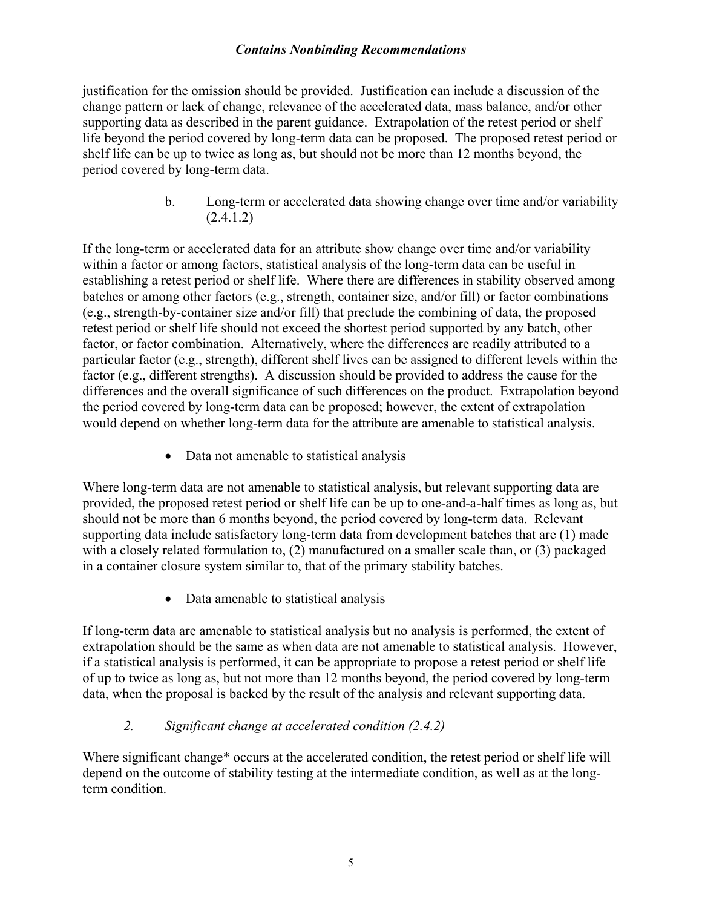justification for the omission should be provided. Justification can include a discussion of the change pattern or lack of change, relevance of the accelerated data, mass balance, and/or other supporting data as described in the parent guidance. Extrapolation of the retest period or shelf life beyond the period covered by long-term data can be proposed. The proposed retest period or shelf life can be up to twice as long as, but should not be more than 12 months beyond, the period covered by long-term data.

#### b. Long-term or accelerated data showing change over time and/or variability (2.4.1.2)

If the long-term or accelerated data for an attribute show change over time and/or variability within a factor or among factors, statistical analysis of the long-term data can be useful in establishing a retest period or shelf life. Where there are differences in stability observed among batches or among other factors (e.g., strength, container size, and/or fill) or factor combinations (e.g., strength-by-container size and/or fill) that preclude the combining of data, the proposed retest period or shelf life should not exceed the shortest period supported by any batch, other factor, or factor combination. Alternatively, where the differences are readily attributed to a particular factor (e.g., strength), different shelf lives can be assigned to different levels within the factor (e.g., different strengths). A discussion should be provided to address the cause for the differences and the overall significance of such differences on the product. Extrapolation beyond the period covered by long-term data can be proposed; however, the extent of extrapolation would depend on whether long-term data for the attribute are amenable to statistical analysis.

- Data not amenable to statistical analysis

Where long-term data are not amenable to statistical analysis, but relevant supporting data are provided, the proposed retest period or shelf life can be up to one-and-a-half times as long as, but should not be more than 6 months beyond, the period covered by long-term data. Relevant supporting data include satisfactory long-term data from development batches that are (1) made with a closely related formulation to, (2) manufactured on a smaller scale than, or (3) packaged in a container closure system similar to, that of the primary stability batches.

- Data amenable to statistical analysis

If long-term data are amenable to statistical analysis but no analysis is performed, the extent of extrapolation should be the same as when data are not amenable to statistical analysis. However, if a statistical analysis is performed, it can be appropriate to propose a retest period or shelf life of up to twice as long as, but not more than 12 months beyond, the period covered by long-term data, when the proposal is backed by the result of the analysis and relevant supporting data.

### *2. Significant change at accelerated condition (2.4.2)*

Where significant change* occurs at the accelerated condition, the retest period or shelf life will depend on the outcome of stability testing at the intermediate condition, as well as at the long-term condition.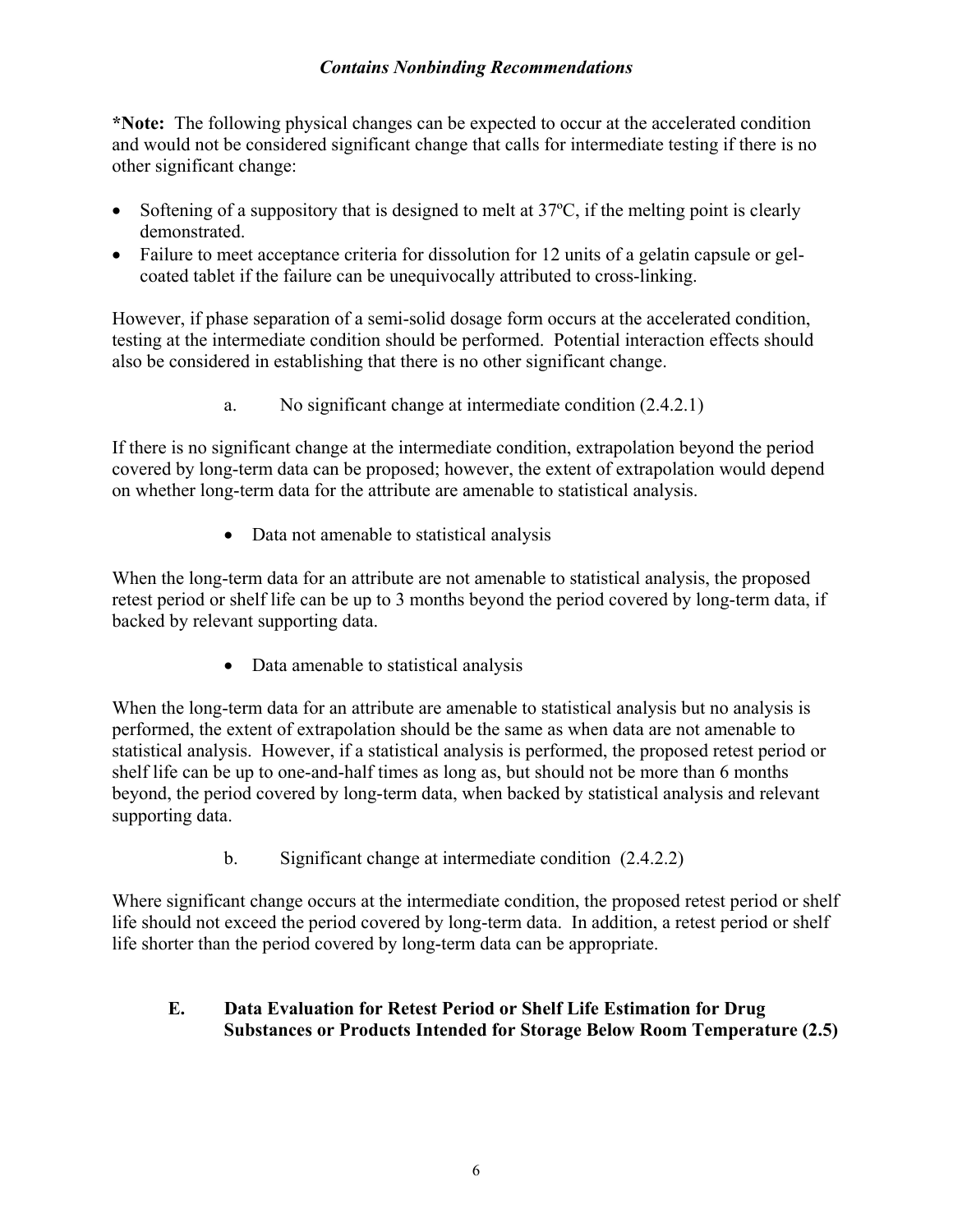**\*Note:** The following physical changes can be expected to occur at the accelerated condition and would not be considered significant change that calls for intermediate testing if there is no other significant change:

- Softening of a suppository that is designed to melt at 37ºC, if the melting point is clearly demonstrated.
- Failure to meet acceptance criteria for dissolution for 12 units of a gelatin capsule or gel-coated tablet if the failure can be unequivocally attributed to cross-linking.

However, if phase separation of a semi-solid dosage form occurs at the accelerated condition, testing at the intermediate condition should be performed. Potential interaction effects should also be considered in establishing that there is no other significant change.

a. No significant change at intermediate condition (2.4.2.1)

If there is no significant change at the intermediate condition, extrapolation beyond the period covered by long-term data can be proposed; however, the extent of extrapolation would depend on whether long-term data for the attribute are amenable to statistical analysis.

- Data not amenable to statistical analysis

When the long-term data for an attribute are not amenable to statistical analysis, the proposed retest period or shelf life can be up to 3 months beyond the period covered by long-term data, if backed by relevant supporting data.

- Data amenable to statistical analysis

When the long-term data for an attribute are amenable to statistical analysis but no analysis is performed, the extent of extrapolation should be the same as when data are not amenable to statistical analysis. However, if a statistical analysis is performed, the proposed retest period or shelf life can be up to one-and-half times as long as, but should not be more than 6 months beyond, the period covered by long-term data, when backed by statistical analysis and relevant supporting data.

b. Significant change at intermediate condition (2.4.2.2)

Where significant change occurs at the intermediate condition, the proposed retest period or shelf life should not exceed the period covered by long-term data. In addition, a retest period or shelf life shorter than the period covered by long-term data can be appropriate.

### E. Data Evaluation for Retest Period or Shelf Life Estimation for Drug Substances or Products Intended for Storage Below Room Temperature (2.5)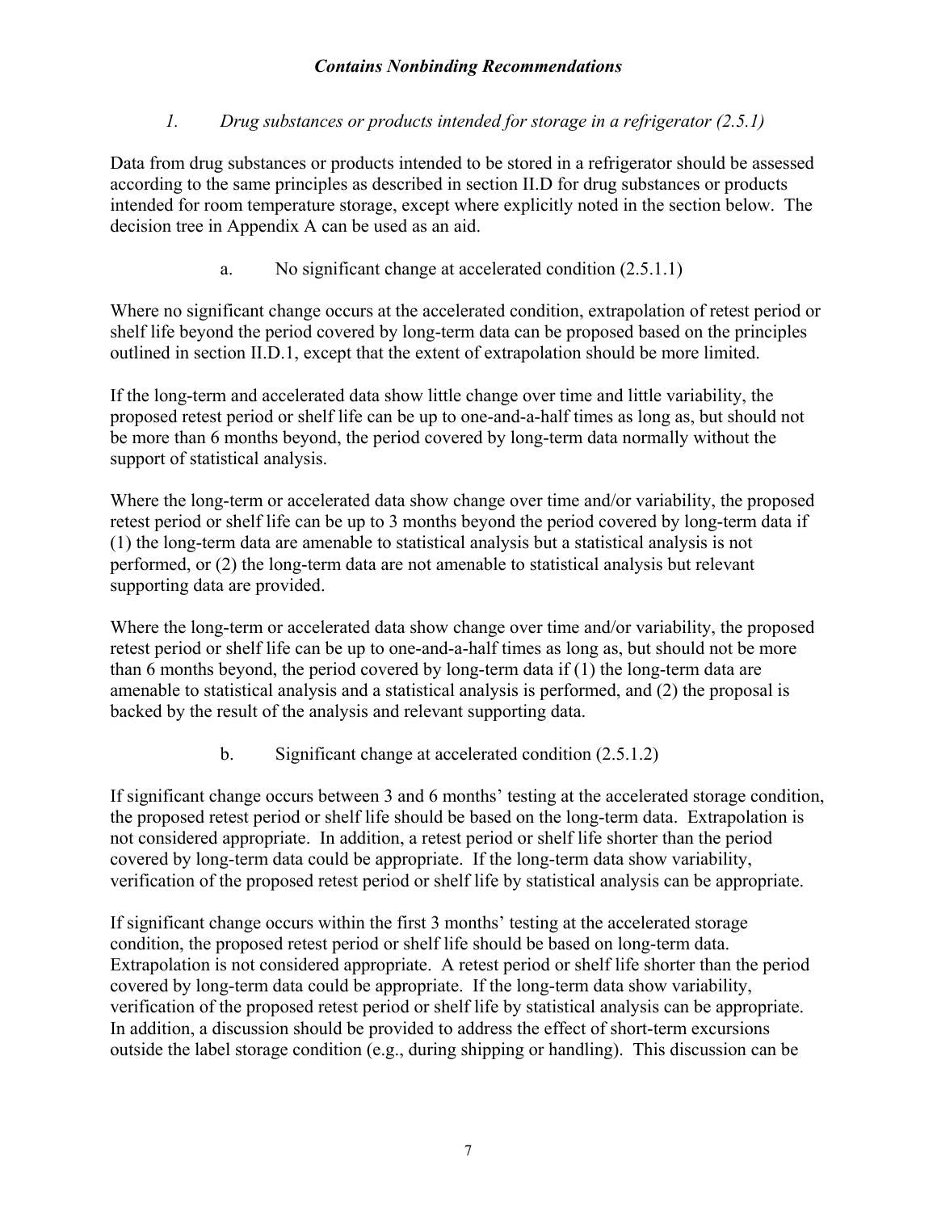*Contains Nonbinding Recommendations*

### *1. Drug substances or products intended for storage in a refrigerator (2.5.1)*

Data from drug substances or products intended to be stored in a refrigerator should be assessed according to the same principles as described in section II.D for drug substances or products intended for room temperature storage, except where explicitly noted in the section below. The decision tree in Appendix A can be used as an aid.

#### a. No significant change at accelerated condition (2.5.1.1)

Where no significant change occurs at the accelerated condition, extrapolation of retest period or shelf life beyond the period covered by long-term data can be proposed based on the principles outlined in section II.D.1, except that the extent of extrapolation should be more limited.

If the long-term and accelerated data show little change over time and little variability, the proposed retest period or shelf life can be up to one-and-a-half times as long as, but should not be more than 6 months beyond, the period covered by long-term data normally without the support of statistical analysis.

Where the long-term or accelerated data show change over time and/or variability, the proposed retest period or shelf life can be up to 3 months beyond the period covered by long-term data if (1) the long-term data are amenable to statistical analysis but a statistical analysis is not performed, or (2) the long-term data are not amenable to statistical analysis but relevant supporting data are provided.

Where the long-term or accelerated data show change over time and/or variability, the proposed retest period or shelf life can be up to one-and-a-half times as long as, but should not be more than 6 months beyond, the period covered by long-term data if (1) the long-term data are amenable to statistical analysis and a statistical analysis is performed, and (2) the proposal is backed by the result of the analysis and relevant supporting data.

#### b. Significant change at accelerated condition (2.5.1.2)

If significant change occurs between 3 and 6 months' testing at the accelerated storage condition, the proposed retest period or shelf life should be based on the long-term data. Extrapolation is not considered appropriate. In addition, a retest period or shelf life shorter than the period covered by long-term data could be appropriate. If the long-term data show variability, verification of the proposed retest period or shelf life by statistical analysis can be appropriate.

If significant change occurs within the first 3 months' testing at the accelerated storage condition, the proposed retest period or shelf life should be based on long-term data. Extrapolation is not considered appropriate. A retest period or shelf life shorter than the period covered by long-term data could be appropriate. If the long-term data show variability, verification of the proposed retest period or shelf life by statistical analysis can be appropriate. In addition, a discussion should be provided to address the effect of short-term excursions outside the label storage condition (e.g., during shipping or handling). This discussion can be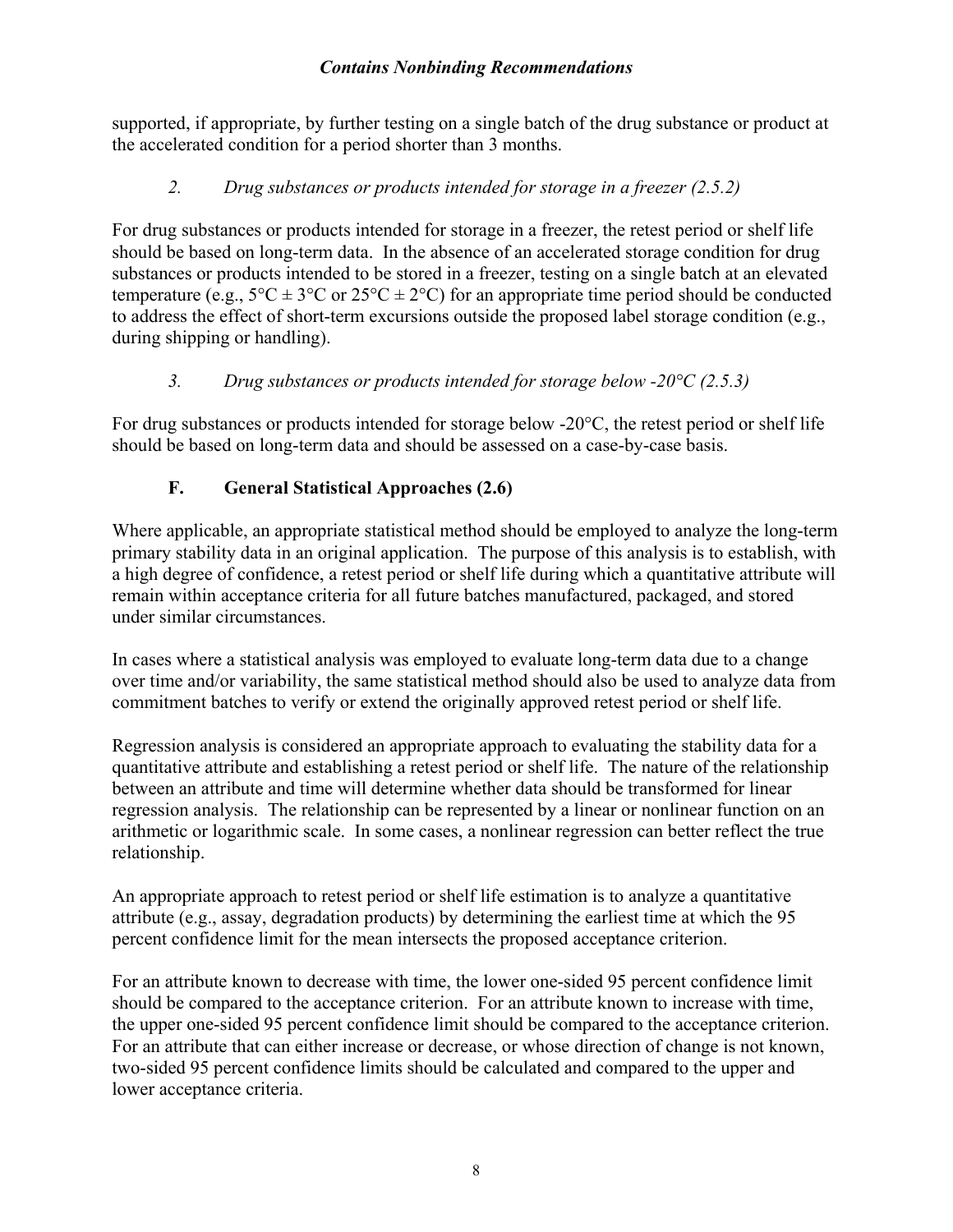supported, if appropriate, by further testing on a single batch of the drug substance or product at the accelerated condition for a period shorter than 3 months.

#### *2. Drug substances or products intended for storage in a freezer (2.5.2)*

For drug substances or products intended for storage in a freezer, the retest period or shelf life should be based on long-term data. In the absence of an accelerated storage condition for drug substances or products intended to be stored in a freezer, testing on a single batch at an elevated temperature (e.g., 5°C ± 3°C or 25°C ± 2°C) for an appropriate time period should be conducted to address the effect of short-term excursions outside the proposed label storage condition (e.g., during shipping or handling).

#### *3. Drug substances or products intended for storage below -20°C (2.5.3)*

For drug substances or products intended for storage below -20°C, the retest period or shelf life should be based on long-term data and should be assessed on a case-by-case basis.

### F. General Statistical Approaches (2.6)

Where applicable, an appropriate statistical method should be employed to analyze the long-term primary stability data in an original application. The purpose of this analysis is to establish, with a high degree of confidence, a retest period or shelf life during which a quantitative attribute will remain within acceptance criteria for all future batches manufactured, packaged, and stored under similar circumstances.

In cases where a statistical analysis was employed to evaluate long-term data due to a change over time and/or variability, the same statistical method should also be used to analyze data from commitment batches to verify or extend the originally approved retest period or shelf life.

Regression analysis is considered an appropriate approach to evaluating the stability data for a quantitative attribute and establishing a retest period or shelf life. The nature of the relationship between an attribute and time will determine whether data should be transformed for linear regression analysis. The relationship can be represented by a linear or nonlinear function on an arithmetic or logarithmic scale. In some cases, a nonlinear regression can better reflect the true relationship.

An appropriate approach to retest period or shelf life estimation is to analyze a quantitative attribute (e.g., assay, degradation products) by determining the earliest time at which the 95 percent confidence limit for the mean intersects the proposed acceptance criterion.

For an attribute known to decrease with time, the lower one-sided 95 percent confidence limit should be compared to the acceptance criterion. For an attribute known to increase with time, the upper one-sided 95 percent confidence limit should be compared to the acceptance criterion. For an attribute that can either increase or decrease, or whose direction of change is not known, two-sided 95 percent confidence limits should be calculated and compared to the upper and lower acceptance criteria.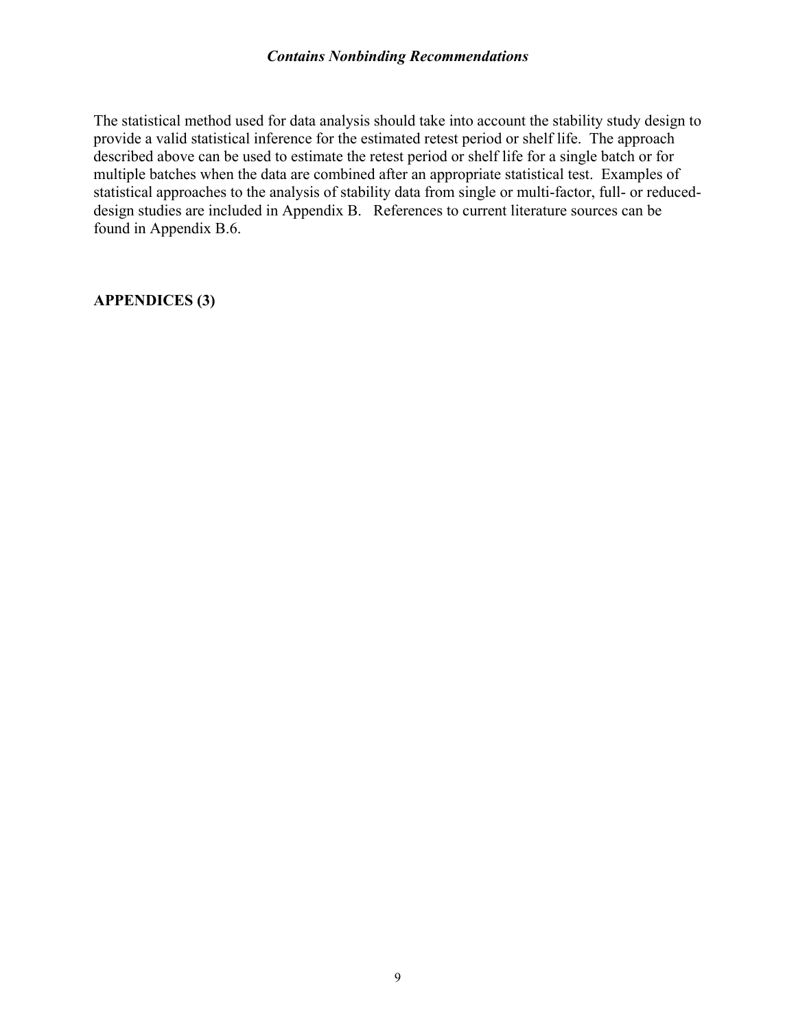The statistical method used for data analysis should take into account the stability study design to provide a valid statistical inference for the estimated retest period or shelf life. The approach described above can be used to estimate the retest period or shelf life for a single batch or for multiple batches when the data are combined after an appropriate statistical test. Examples of statistical approaches to the analysis of stability data from single or multi-factor, full- or reduced-design studies are included in Appendix B. References to current literature sources can be found in Appendix B.6.

## APPENDICES (3)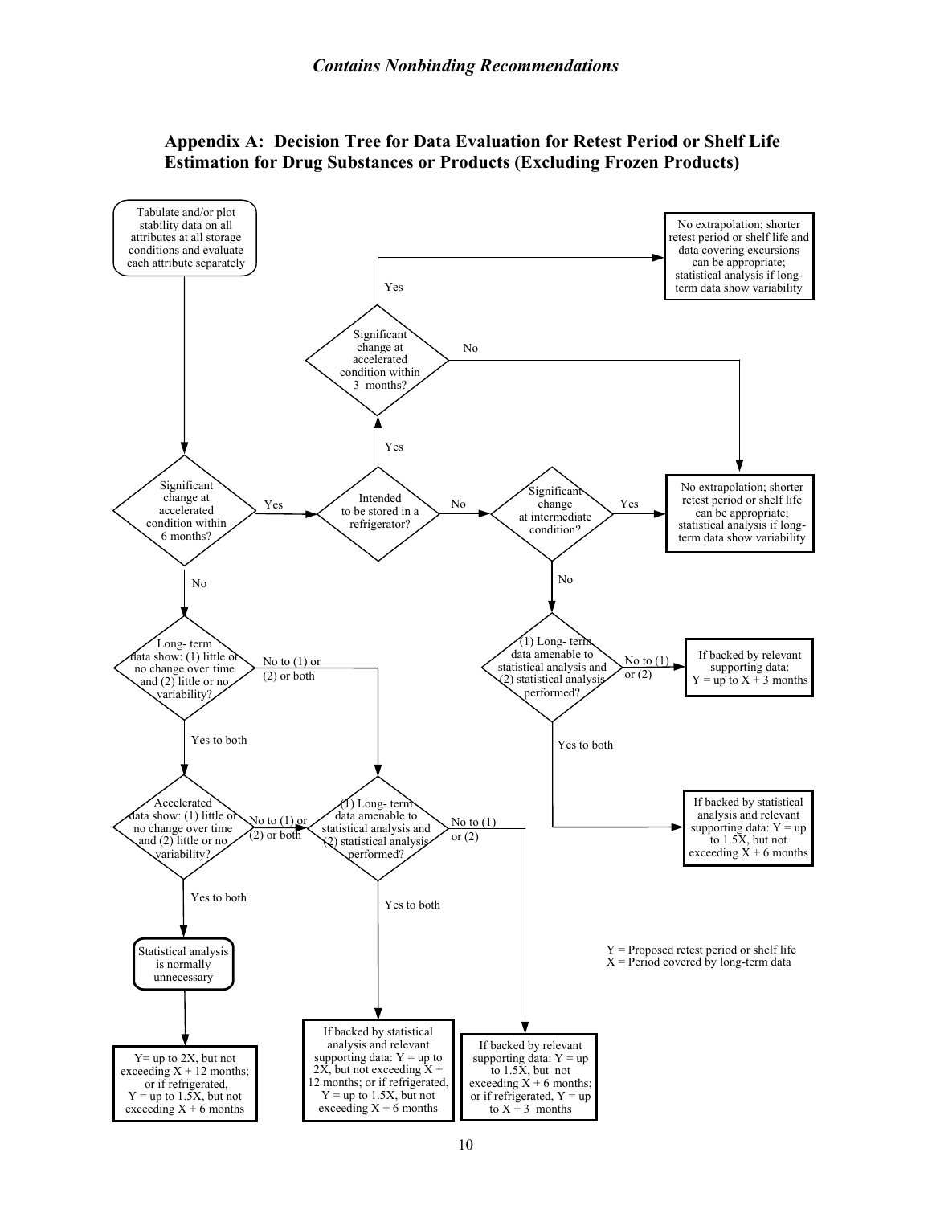## Appendix A: Decision Tree for Data Evaluation for Retest Period or Shelf Life Estimation for Drug Substances or Products (Excluding Frozen Products)

Tabulate and/or plot stability data on all attributes at all storage conditions and evaluate each attribute separately

Significant change at accelerated condition within 6 months?

- Yes → Intended to be stored in a refrigerator?
  - Yes → Significant change at accelerated condition within 3 months?
    - Yes → No extrapolation; shorter retest period or shelf life and data covering excursions can be appropriate; statistical analysis if long-term data show variability
    - No → No extrapolation; shorter retest period or shelf life can be appropriate; statistical analysis if long-term data show variability
  - No → Significant change at intermediate condition?
    - Yes → No extrapolation; shorter retest period or shelf life can be appropriate; statistical analysis if long-term data show variability
    - No → (1) Long- term data amenable to statistical analysis and (2) statistical analysis performed?
      - No to (1) or (2) → If backed by relevant supporting data: Y = up to X + 3 months
      - Yes to both → If backed by statistical analysis and relevant supporting data: Y = up to 1.5X, but not exceeding X + 6 months
- No → Long- term data show: (1) little or no change over time and (2) little or no variability?
  - No to (1) or (2) or both → (1) Long- term data amenable to statistical analysis and (2) statistical analysis performed?
  - Yes to both → Accelerated data show: (1) little or no change over time and (2) little or no variability?
    - No to (1) or (2) or both → (1) Long- term data amenable to statistical analysis and (2) statistical analysis performed?
      - Yes to both → If backed by statistical analysis and relevant supporting data: Y = up to 2X, but not exceeding X + 12 months; or if refrigerated, Y = up to 1.5X, but not exceeding X + 6 months
      - No to (1) or (2) → If backed by relevant supporting data: Y = up to 1.5X, but not exceeding X + 6 months; or if refrigerated, Y = up to X + 3 months
    - Yes to both → Statistical analysis is normally unnecessary → Y= up to 2X, but not exceeding X + 12 months; or if refrigerated, Y = up to 1.5X, but not exceeding X + 6 months

Y = Proposed retest period or shelf life
X = Period covered by long-term data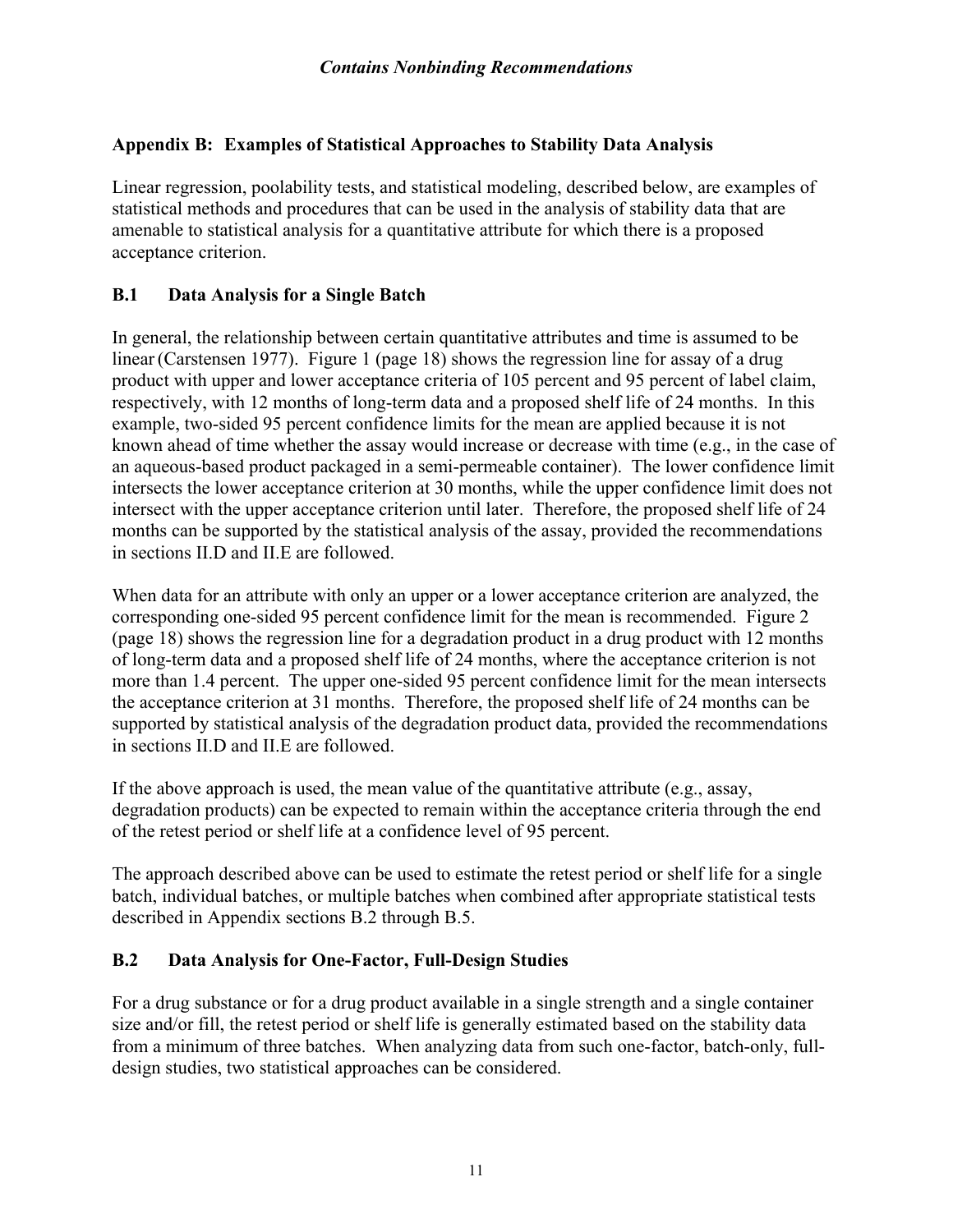*Contains Nonbinding Recommendations*

## Appendix B: Examples of Statistical Approaches to Stability Data Analysis

Linear regression, poolability tests, and statistical modeling, described below, are examples of statistical methods and procedures that can be used in the analysis of stability data that are amenable to statistical analysis for a quantitative attribute for which there is a proposed acceptance criterion.

### B.1 Data Analysis for a Single Batch

In general, the relationship between certain quantitative attributes and time is assumed to be linear (Carstensen 1977). Figure 1 (page 18) shows the regression line for assay of a drug product with upper and lower acceptance criteria of 105 percent and 95 percent of label claim, respectively, with 12 months of long-term data and a proposed shelf life of 24 months. In this example, two-sided 95 percent confidence limits for the mean are applied because it is not known ahead of time whether the assay would increase or decrease with time (e.g., in the case of an aqueous-based product packaged in a semi-permeable container). The lower confidence limit intersects the lower acceptance criterion at 30 months, while the upper confidence limit does not intersect with the upper acceptance criterion until later. Therefore, the proposed shelf life of 24 months can be supported by the statistical analysis of the assay, provided the recommendations in sections II.D and II.E are followed.

When data for an attribute with only an upper or a lower acceptance criterion are analyzed, the corresponding one-sided 95 percent confidence limit for the mean is recommended. Figure 2 (page 18) shows the regression line for a degradation product in a drug product with 12 months of long-term data and a proposed shelf life of 24 months, where the acceptance criterion is not more than 1.4 percent. The upper one-sided 95 percent confidence limit for the mean intersects the acceptance criterion at 31 months. Therefore, the proposed shelf life of 24 months can be supported by statistical analysis of the degradation product data, provided the recommendations in sections II.D and II.E are followed.

If the above approach is used, the mean value of the quantitative attribute (e.g., assay, degradation products) can be expected to remain within the acceptance criteria through the end of the retest period or shelf life at a confidence level of 95 percent.

The approach described above can be used to estimate the retest period or shelf life for a single batch, individual batches, or multiple batches when combined after appropriate statistical tests described in Appendix sections B.2 through B.5.

### B.2 Data Analysis for One-Factor, Full-Design Studies

For a drug substance or for a drug product available in a single strength and a single container size and/or fill, the retest period or shelf life is generally estimated based on the stability data from a minimum of three batches. When analyzing data from such one-factor, batch-only, full-design studies, two statistical approaches can be considered.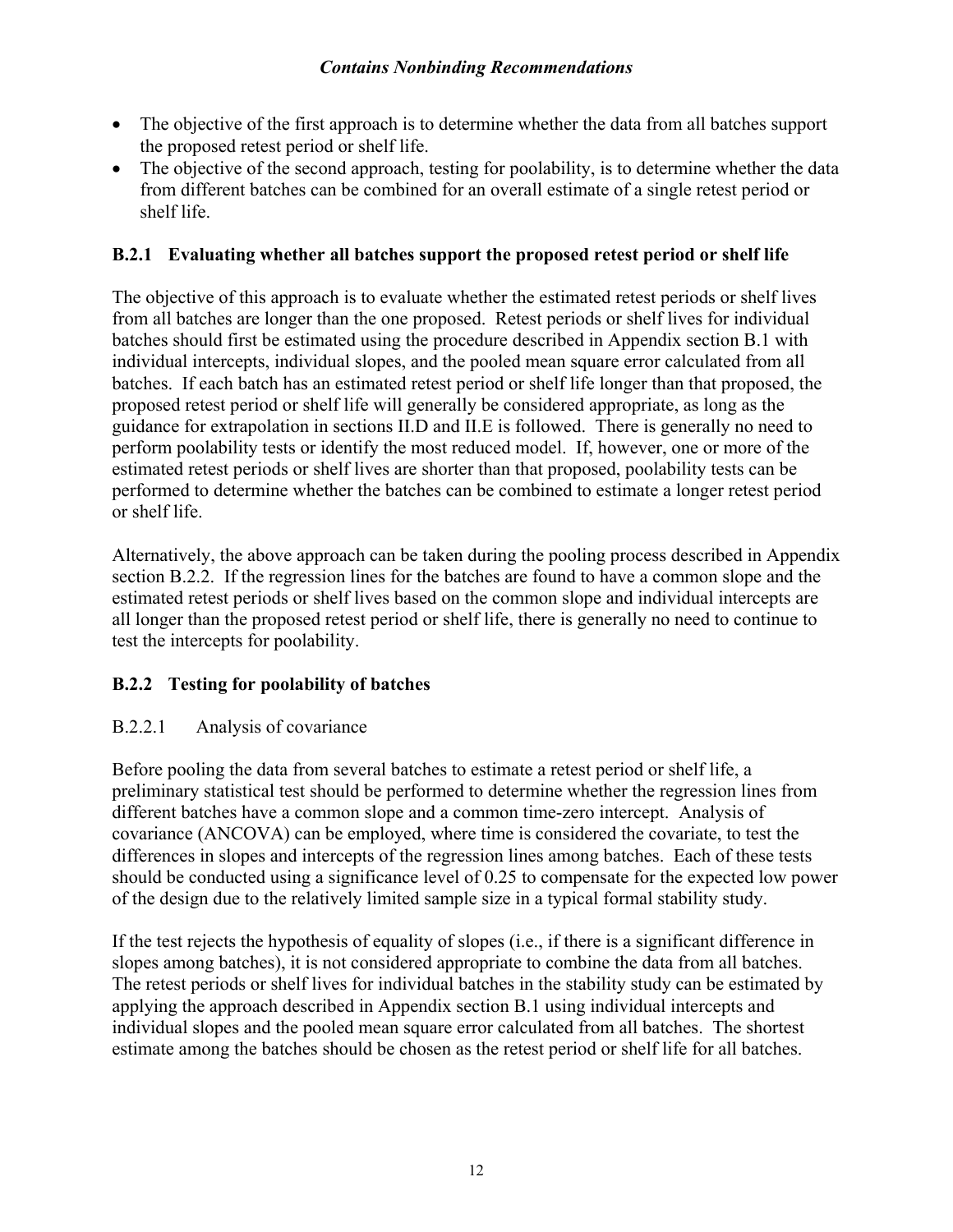- The objective of the first approach is to determine whether the data from all batches support the proposed retest period or shelf life.
- The objective of the second approach, testing for poolability, is to determine whether the data from different batches can be combined for an overall estimate of a single retest period or shelf life.

### B.2.1 Evaluating whether all batches support the proposed retest period or shelf life

The objective of this approach is to evaluate whether the estimated retest periods or shelf lives from all batches are longer than the one proposed. Retest periods or shelf lives for individual batches should first be estimated using the procedure described in Appendix section B.1 with individual intercepts, individual slopes, and the pooled mean square error calculated from all batches. If each batch has an estimated retest period or shelf life longer than that proposed, the proposed retest period or shelf life will generally be considered appropriate, as long as the guidance for extrapolation in sections II.D and II.E is followed. There is generally no need to perform poolability tests or identify the most reduced model. If, however, one or more of the estimated retest periods or shelf lives are shorter than that proposed, poolability tests can be performed to determine whether the batches can be combined to estimate a longer retest period or shelf life.

Alternatively, the above approach can be taken during the pooling process described in Appendix section B.2.2. If the regression lines for the batches are found to have a common slope and the estimated retest periods or shelf lives based on the common slope and individual intercepts are all longer than the proposed retest period or shelf life, there is generally no need to continue to test the intercepts for poolability.

### B.2.2 Testing for poolability of batches

#### B.2.2.1 Analysis of covariance

Before pooling the data from several batches to estimate a retest period or shelf life, a preliminary statistical test should be performed to determine whether the regression lines from different batches have a common slope and a common time-zero intercept. Analysis of covariance (ANCOVA) can be employed, where time is considered the covariate, to test the differences in slopes and intercepts of the regression lines among batches. Each of these tests should be conducted using a significance level of 0.25 to compensate for the expected low power of the design due to the relatively limited sample size in a typical formal stability study.

If the test rejects the hypothesis of equality of slopes (i.e., if there is a significant difference in slopes among batches), it is not considered appropriate to combine the data from all batches. The retest periods or shelf lives for individual batches in the stability study can be estimated by applying the approach described in Appendix section B.1 using individual intercepts and individual slopes and the pooled mean square error calculated from all batches. The shortest estimate among the batches should be chosen as the retest period or shelf life for all batches.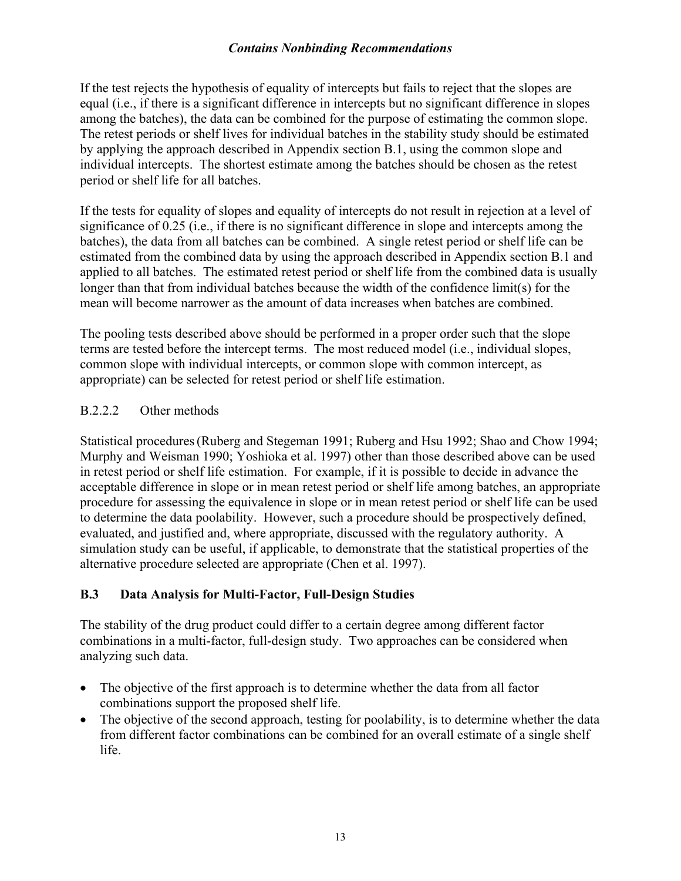If the test rejects the hypothesis of equality of intercepts but fails to reject that the slopes are equal (i.e., if there is a significant difference in intercepts but no significant difference in slopes among the batches), the data can be combined for the purpose of estimating the common slope. The retest periods or shelf lives for individual batches in the stability study should be estimated by applying the approach described in Appendix section B.1, using the common slope and individual intercepts. The shortest estimate among the batches should be chosen as the retest period or shelf life for all batches.

If the tests for equality of slopes and equality of intercepts do not result in rejection at a level of significance of 0.25 (i.e., if there is no significant difference in slope and intercepts among the batches), the data from all batches can be combined. A single retest period or shelf life can be estimated from the combined data by using the approach described in Appendix section B.1 and applied to all batches. The estimated retest period or shelf life from the combined data is usually longer than that from individual batches because the width of the confidence limit(s) for the mean will become narrower as the amount of data increases when batches are combined.

The pooling tests described above should be performed in a proper order such that the slope terms are tested before the intercept terms. The most reduced model (i.e., individual slopes, common slope with individual intercepts, or common slope with common intercept, as appropriate) can be selected for retest period or shelf life estimation.

#### B.2.2.2 Other methods

Statistical procedures (Ruberg and Stegeman 1991; Ruberg and Hsu 1992; Shao and Chow 1994; Murphy and Weisman 1990; Yoshioka et al. 1997) other than those described above can be used in retest period or shelf life estimation. For example, if it is possible to decide in advance the acceptable difference in slope or in mean retest period or shelf life among batches, an appropriate procedure for assessing the equivalence in slope or in mean retest period or shelf life can be used to determine the data poolability. However, such a procedure should be prospectively defined, evaluated, and justified and, where appropriate, discussed with the regulatory authority. A simulation study can be useful, if applicable, to demonstrate that the statistical properties of the alternative procedure selected are appropriate (Chen et al. 1997).

### B.3 Data Analysis for Multi-Factor, Full-Design Studies

The stability of the drug product could differ to a certain degree among different factor combinations in a multi-factor, full-design study. Two approaches can be considered when analyzing such data.

- The objective of the first approach is to determine whether the data from all factor combinations support the proposed shelf life.
- The objective of the second approach, testing for poolability, is to determine whether the data from different factor combinations can be combined for an overall estimate of a single shelf life.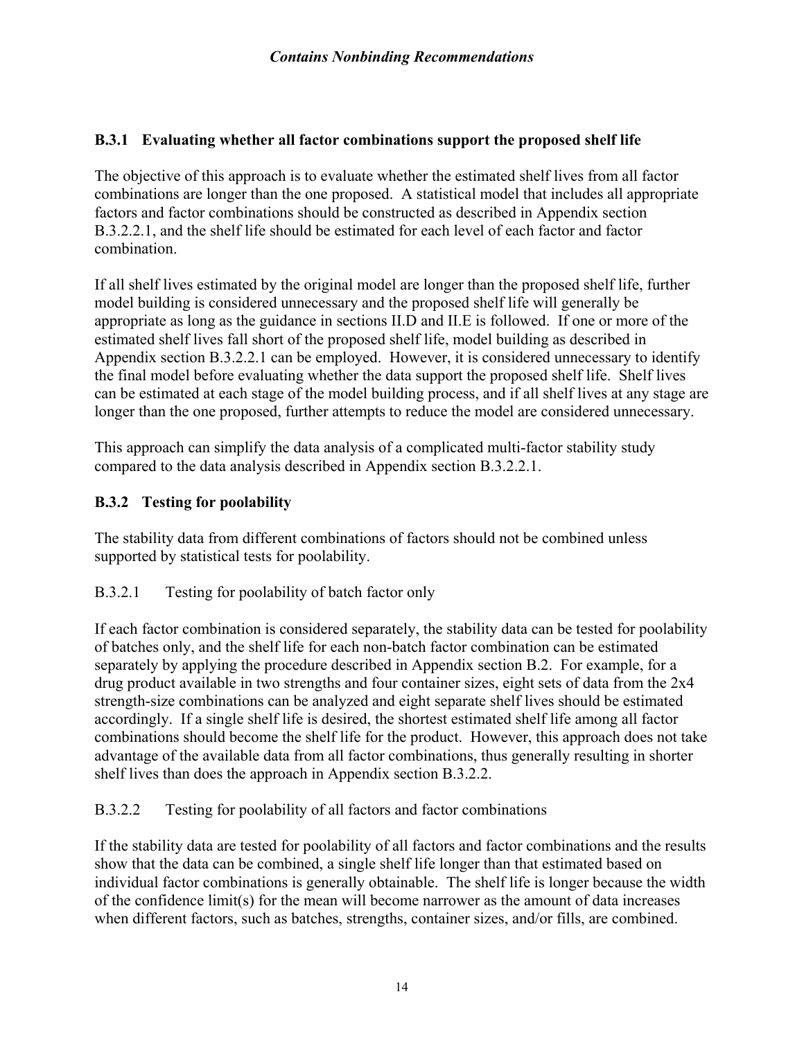### B.3.1 Evaluating whether all factor combinations support the proposed shelf life

The objective of this approach is to evaluate whether the estimated shelf lives from all factor combinations are longer than the one proposed. A statistical model that includes all appropriate factors and factor combinations should be constructed as described in Appendix section B.3.2.2.1, and the shelf life should be estimated for each level of each factor and factor combination.

If all shelf lives estimated by the original model are longer than the proposed shelf life, further model building is considered unnecessary and the proposed shelf life will generally be appropriate as long as the guidance in sections II.D and II.E is followed. If one or more of the estimated shelf lives fall short of the proposed shelf life, model building as described in Appendix section B.3.2.2.1 can be employed. However, it is considered unnecessary to identify the final model before evaluating whether the data support the proposed shelf life. Shelf lives can be estimated at each stage of the model building process, and if all shelf lives at any stage are longer than the one proposed, further attempts to reduce the model are considered unnecessary.

This approach can simplify the data analysis of a complicated multi-factor stability study compared to the data analysis described in Appendix section B.3.2.2.1.

### B.3.2 Testing for poolability

The stability data from different combinations of factors should not be combined unless supported by statistical tests for poolability.

#### B.3.2.1 Testing for poolability of batch factor only

If each factor combination is considered separately, the stability data can be tested for poolability of batches only, and the shelf life for each non-batch factor combination can be estimated separately by applying the procedure described in Appendix section B.2. For example, for a drug product available in two strengths and four container sizes, eight sets of data from the 2x4 strength-size combinations can be analyzed and eight separate shelf lives should be estimated accordingly. If a single shelf life is desired, the shortest estimated shelf life among all factor combinations should become the shelf life for the product. However, this approach does not take advantage of the available data from all factor combinations, thus generally resulting in shorter shelf lives than does the approach in Appendix section B.3.2.2.

#### B.3.2.2 Testing for poolability of all factors and factor combinations

If the stability data are tested for poolability of all factors and factor combinations and the results show that the data can be combined, a single shelf life longer than that estimated based on individual factor combinations is generally obtainable. The shelf life is longer because the width of the confidence limit(s) for the mean will become narrower as the amount of data increases when different factors, such as batches, strengths, container sizes, and/or fills, are combined.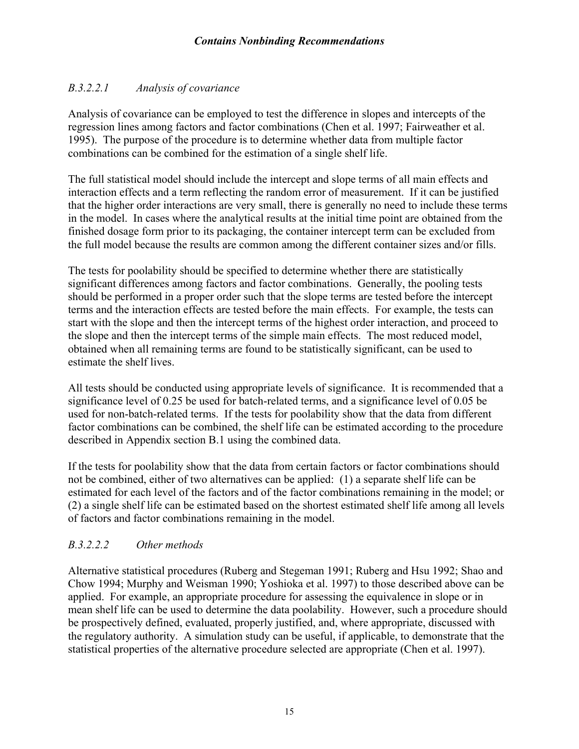*B.3.2.2.1 Analysis of covariance*

Analysis of covariance can be employed to test the difference in slopes and intercepts of the regression lines among factors and factor combinations (Chen et al. 1997; Fairweather et al. 1995). The purpose of the procedure is to determine whether data from multiple factor combinations can be combined for the estimation of a single shelf life.

The full statistical model should include the intercept and slope terms of all main effects and interaction effects and a term reflecting the random error of measurement. If it can be justified that the higher order interactions are very small, there is generally no need to include these terms in the model. In cases where the analytical results at the initial time point are obtained from the finished dosage form prior to its packaging, the container intercept term can be excluded from the full model because the results are common among the different container sizes and/or fills.

The tests for poolability should be specified to determine whether there are statistically significant differences among factors and factor combinations. Generally, the pooling tests should be performed in a proper order such that the slope terms are tested before the intercept terms and the interaction effects are tested before the main effects. For example, the tests can start with the slope and then the intercept terms of the highest order interaction, and proceed to the slope and then the intercept terms of the simple main effects. The most reduced model, obtained when all remaining terms are found to be statistically significant, can be used to estimate the shelf lives.

All tests should be conducted using appropriate levels of significance. It is recommended that a significance level of 0.25 be used for batch-related terms, and a significance level of 0.05 be used for non-batch-related terms. If the tests for poolability show that the data from different factor combinations can be combined, the shelf life can be estimated according to the procedure described in Appendix section B.1 using the combined data.

If the tests for poolability show that the data from certain factors or factor combinations should not be combined, either of two alternatives can be applied: (1) a separate shelf life can be estimated for each level of the factors and of the factor combinations remaining in the model; or (2) a single shelf life can be estimated based on the shortest estimated shelf life among all levels of factors and factor combinations remaining in the model.

*B.3.2.2.2 Other methods*

Alternative statistical procedures (Ruberg and Stegeman 1991; Ruberg and Hsu 1992; Shao and Chow 1994; Murphy and Weisman 1990; Yoshioka et al. 1997) to those described above can be applied. For example, an appropriate procedure for assessing the equivalence in slope or in mean shelf life can be used to determine the data poolability. However, such a procedure should be prospectively defined, evaluated, properly justified, and, where appropriate, discussed with the regulatory authority. A simulation study can be useful, if applicable, to demonstrate that the statistical properties of the alternative procedure selected are appropriate (Chen et al. 1997).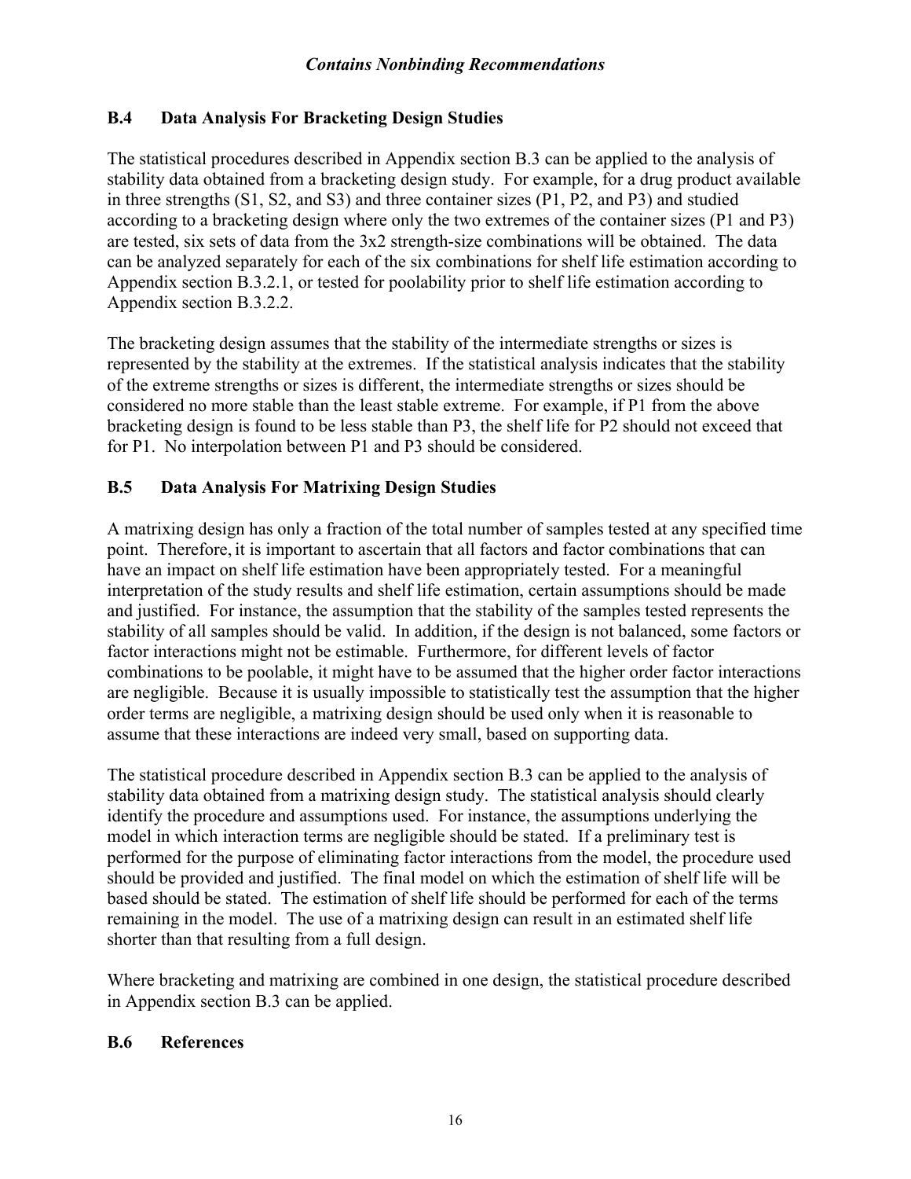### B.4 Data Analysis For Bracketing Design Studies

The statistical procedures described in Appendix section B.3 can be applied to the analysis of stability data obtained from a bracketing design study. For example, for a drug product available in three strengths (S1, S2, and S3) and three container sizes (P1, P2, and P3) and studied according to a bracketing design where only the two extremes of the container sizes (P1 and P3) are tested, six sets of data from the 3x2 strength-size combinations will be obtained. The data can be analyzed separately for each of the six combinations for shelf life estimation according to Appendix section B.3.2.1, or tested for poolability prior to shelf life estimation according to Appendix section B.3.2.2.

The bracketing design assumes that the stability of the intermediate strengths or sizes is represented by the stability at the extremes. If the statistical analysis indicates that the stability of the extreme strengths or sizes is different, the intermediate strengths or sizes should be considered no more stable than the least stable extreme. For example, if P1 from the above bracketing design is found to be less stable than P3, the shelf life for P2 should not exceed that for P1. No interpolation between P1 and P3 should be considered.

### B.5 Data Analysis For Matrixing Design Studies

A matrixing design has only a fraction of the total number of samples tested at any specified time point. Therefore, it is important to ascertain that all factors and factor combinations that can have an impact on shelf life estimation have been appropriately tested. For a meaningful interpretation of the study results and shelf life estimation, certain assumptions should be made and justified. For instance, the assumption that the stability of the samples tested represents the stability of all samples should be valid. In addition, if the design is not balanced, some factors or factor interactions might not be estimable. Furthermore, for different levels of factor combinations to be poolable, it might have to be assumed that the higher order factor interactions are negligible. Because it is usually impossible to statistically test the assumption that the higher order terms are negligible, a matrixing design should be used only when it is reasonable to assume that these interactions are indeed very small, based on supporting data.

The statistical procedure described in Appendix section B.3 can be applied to the analysis of stability data obtained from a matrixing design study. The statistical analysis should clearly identify the procedure and assumptions used. For instance, the assumptions underlying the model in which interaction terms are negligible should be stated. If a preliminary test is performed for the purpose of eliminating factor interactions from the model, the procedure used should be provided and justified. The final model on which the estimation of shelf life will be based should be stated. The estimation of shelf life should be performed for each of the terms remaining in the model. The use of a matrixing design can result in an estimated shelf life shorter than that resulting from a full design.

Where bracketing and matrixing are combined in one design, the statistical procedure described in Appendix section B.3 can be applied.

### B.6 References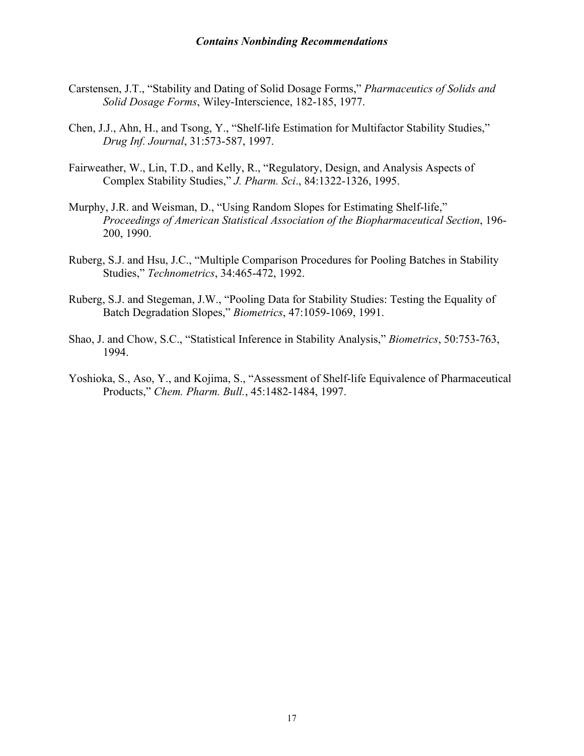Carstensen, J.T., "Stability and Dating of Solid Dosage Forms," *Pharmaceutics of Solids and Solid Dosage Forms*, Wiley-Interscience, 182-185, 1977.

Chen, J.J., Ahn, H., and Tsong, Y., "Shelf-life Estimation for Multifactor Stability Studies," *Drug Inf. Journal*, 31:573-587, 1997.

Fairweather, W., Lin, T.D., and Kelly, R., "Regulatory, Design, and Analysis Aspects of Complex Stability Studies," *J. Pharm. Sci*., 84:1322-1326, 1995.

Murphy, J.R. and Weisman, D., "Using Random Slopes for Estimating Shelf-life," *Proceedings of American Statistical Association of the Biopharmaceutical Section*, 196-200, 1990.

Ruberg, S.J. and Hsu, J.C., "Multiple Comparison Procedures for Pooling Batches in Stability Studies," *Technometrics*, 34:465-472, 1992.

Ruberg, S.J. and Stegeman, J.W., "Pooling Data for Stability Studies: Testing the Equality of Batch Degradation Slopes," *Biometrics*, 47:1059-1069, 1991.

Shao, J. and Chow, S.C., "Statistical Inference in Stability Analysis," *Biometrics*, 50:753-763, 1994.

Yoshioka, S., Aso, Y., and Kojima, S., "Assessment of Shelf-life Equivalence of Pharmaceutical Products," *Chem. Pharm. Bull.*, 45:1482-1484, 1997.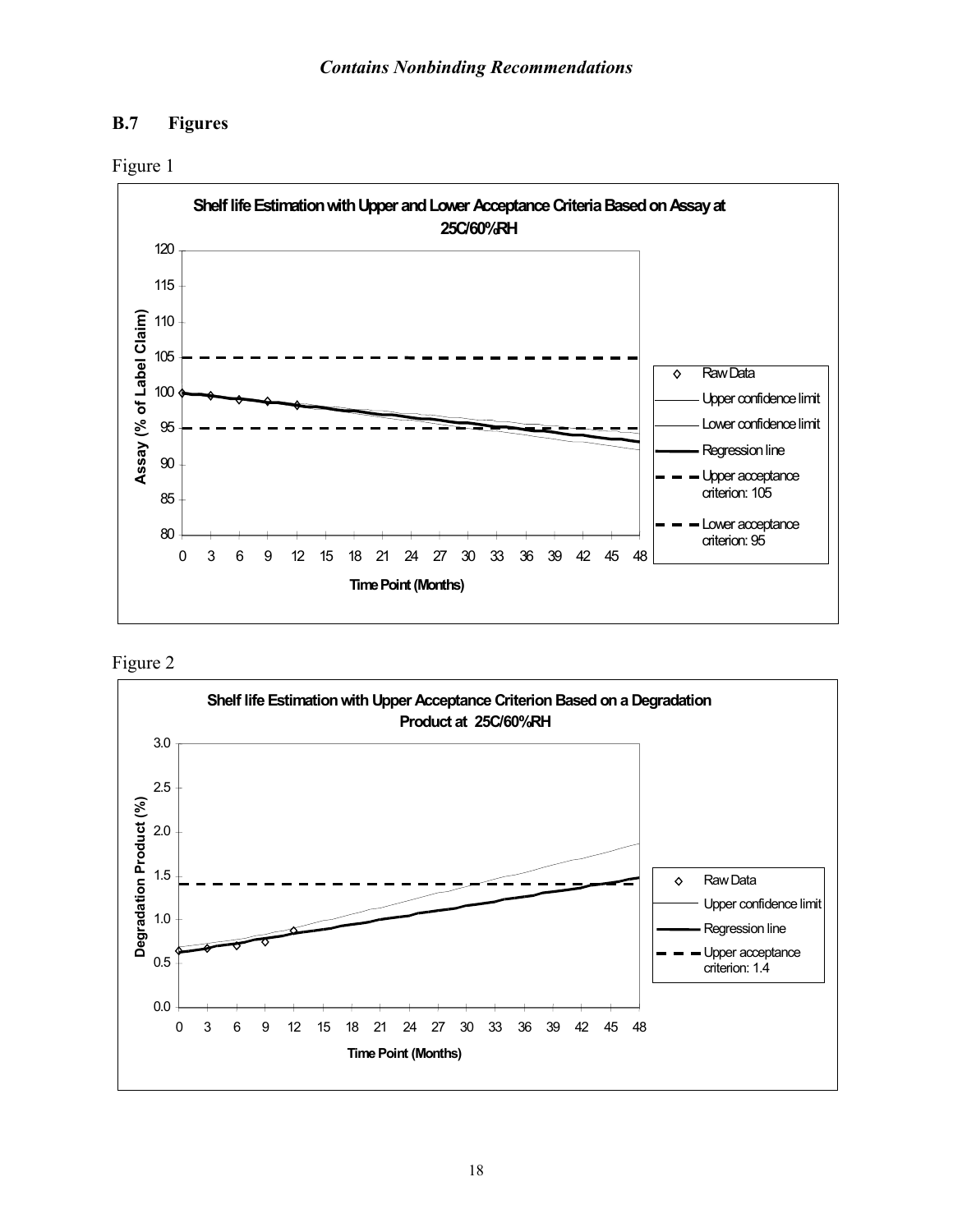## B.7 Figures

Figure 1

Shelf life Estimation with Upper and Lower Acceptance Criteria Based on Assay at 25C/60%RH

Assay (% of Label Claim)

120
115
110
105
100
95
90
85
80

0 3 6 9 12 15 18 21 24 27 30 33 36 39 42 45 48

Time Point (Months)

Raw Data
Upper confidence limit
Lower confidence limit
Regression line
Upper acceptance criterion: 105
Lower acceptance criterion: 95

Figure 2

Shelf life Estimation with Upper Acceptance Criterion Based on a Degradation Product at 25C/60%RH

Degradation Product (%)

3.0
2.5
2.0
1.5
1.0
0.5
0.0

0 3 6 9 12 15 18 21 24 27 30 33 36 39 42 45 48

Time Point (Months)

Raw Data
Upper confidence limit
Regression line
Upper acceptance criterion: 1.4